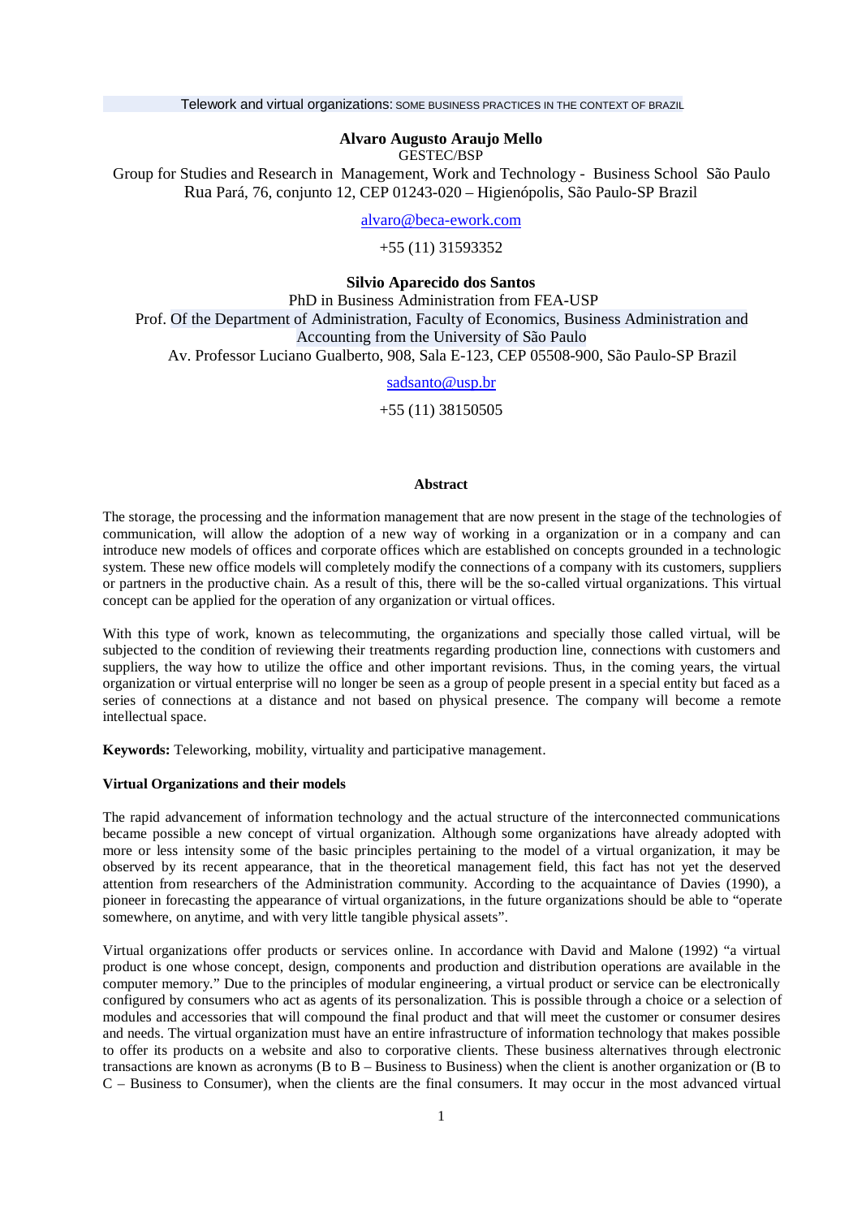# Telework and virtual organizations: SOME BUSINESS PRACTICES IN THE CONTEXT OF BRAZIL

**Alvaro Augusto Araujo Mello**
GESTEC/BSP
Group for Studies and Research in Management, Work and Technology - Business School São Paulo
Rua Pará, 76, conjunto 12, CEP 01243-020 – Higienópolis, São Paulo-SP Brazil

alvaro@beca-ework.com

+55 (11) 31593352

**Silvio Aparecido dos Santos**
PhD in Business Administration from FEA-USP
Prof. Of the Department of Administration, Faculty of Economics, Business Administration and Accounting from the University of São Paulo
Av. Professor Luciano Gualberto, 908, Sala E-123, CEP 05508-900, São Paulo-SP Brazil

sadsanto@usp.br

+55 (11) 38150505

## Abstract

The storage, the processing and the information management that are now present in the stage of the technologies of communication, will allow the adoption of a new way of working in a organization or in a company and can introduce new models of offices and corporate offices which are established on concepts grounded in a technologic system. These new office models will completely modify the connections of a company with its customers, suppliers or partners in the productive chain. As a result of this, there will be the so-called virtual organizations. This virtual concept can be applied for the operation of any organization or virtual offices.

With this type of work, known as telecommuting, the organizations and specially those called virtual, will be subjected to the condition of reviewing their treatments regarding production line, connections with customers and suppliers, the way how to utilize the office and other important revisions. Thus, in the coming years, the virtual organization or virtual enterprise will no longer be seen as a group of people present in a special entity but faced as a series of connections at a distance and not based on physical presence. The company will become a remote intellectual space.

**Keywords:** Teleworking, mobility, virtuality and participative management.

### Virtual Organizations and their models

The rapid advancement of information technology and the actual structure of the interconnected communications became possible a new concept of virtual organization. Although some organizations have already adopted with more or less intensity some of the basic principles pertaining to the model of a virtual organization, it may be observed by its recent appearance, that in the theoretical management field, this fact has not yet the deserved attention from researchers of the Administration community. According to the acquaintance of Davies (1990), a pioneer in forecasting the appearance of virtual organizations, in the future organizations should be able to "operate somewhere, on anytime, and with very little tangible physical assets".

Virtual organizations offer products or services online. In accordance with David and Malone (1992) "a virtual product is one whose concept, design, components and production and distribution operations are available in the computer memory." Due to the principles of modular engineering, a virtual product or service can be electronically configured by consumers who act as agents of its personalization. This is possible through a choice or a selection of modules and accessories that will compound the final product and that will meet the customer or consumer desires and needs. The virtual organization must have an entire infrastructure of information technology that makes possible to offer its products on a website and also to corporative clients. These business alternatives through electronic transactions are known as acronyms (B to B – Business to Business) when the client is another organization or (B to C – Business to Consumer), when the clients are the final consumers. It may occur in the most advanced virtual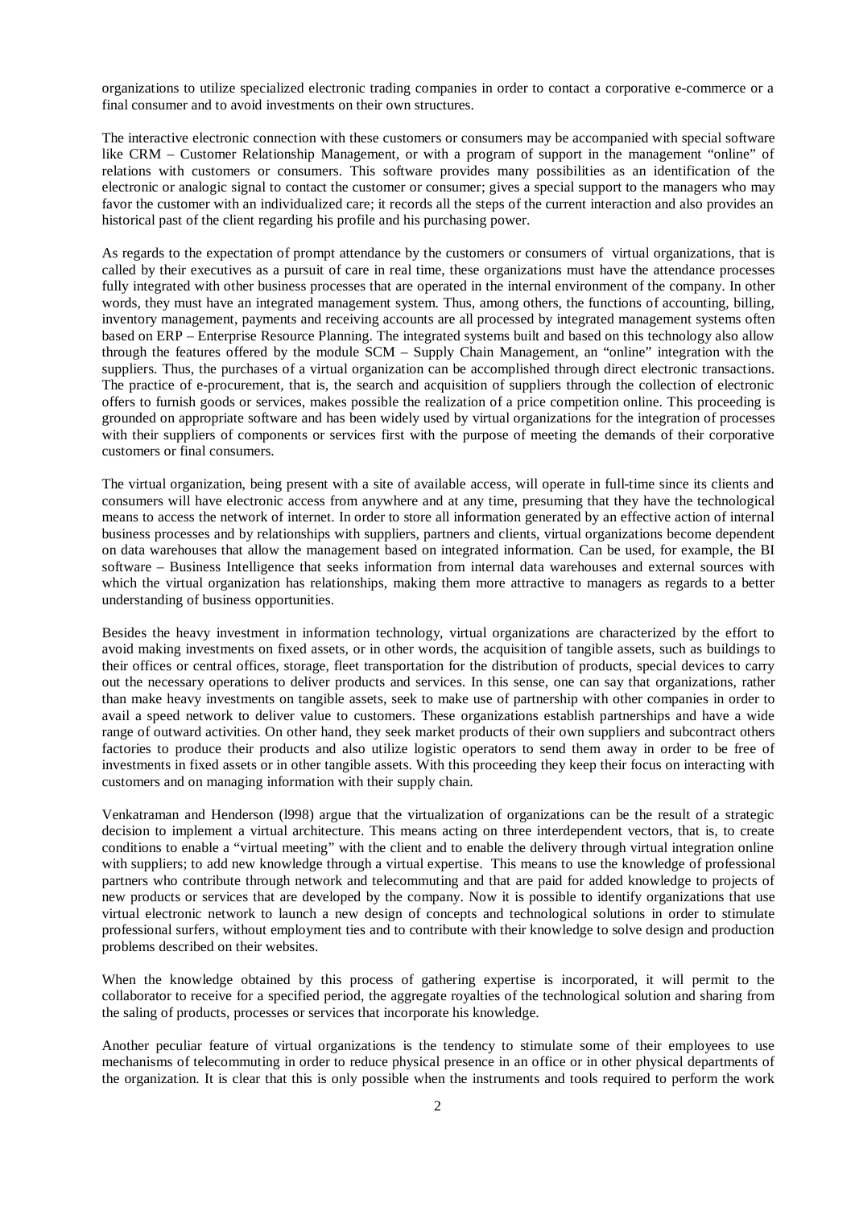organizations to utilize specialized electronic trading companies in order to contact a corporative e-commerce or a final consumer and to avoid investments on their own structures.

The interactive electronic connection with these customers or consumers may be accompanied with special software like CRM – Customer Relationship Management, or with a program of support in the management "online" of relations with customers or consumers. This software provides many possibilities as an identification of the electronic or analogic signal to contact the customer or consumer; gives a special support to the managers who may favor the customer with an individualized care; it records all the steps of the current interaction and also provides an historical past of the client regarding his profile and his purchasing power.

As regards to the expectation of prompt attendance by the customers or consumers of virtual organizations, that is called by their executives as a pursuit of care in real time, these organizations must have the attendance processes fully integrated with other business processes that are operated in the internal environment of the company. In other words, they must have an integrated management system. Thus, among others, the functions of accounting, billing, inventory management, payments and receiving accounts are all processed by integrated management systems often based on ERP – Enterprise Resource Planning. The integrated systems built and based on this technology also allow through the features offered by the module SCM – Supply Chain Management, an "online" integration with the suppliers. Thus, the purchases of a virtual organization can be accomplished through direct electronic transactions. The practice of e-procurement, that is, the search and acquisition of suppliers through the collection of electronic offers to furnish goods or services, makes possible the realization of a price competition online. This proceeding is grounded on appropriate software and has been widely used by virtual organizations for the integration of processes with their suppliers of components or services first with the purpose of meeting the demands of their corporative customers or final consumers.

The virtual organization, being present with a site of available access, will operate in full-time since its clients and consumers will have electronic access from anywhere and at any time, presuming that they have the technological means to access the network of internet. In order to store all information generated by an effective action of internal business processes and by relationships with suppliers, partners and clients, virtual organizations become dependent on data warehouses that allow the management based on integrated information. Can be used, for example, the BI software – Business Intelligence that seeks information from internal data warehouses and external sources with which the virtual organization has relationships, making them more attractive to managers as regards to a better understanding of business opportunities.

Besides the heavy investment in information technology, virtual organizations are characterized by the effort to avoid making investments on fixed assets, or in other words, the acquisition of tangible assets, such as buildings to their offices or central offices, storage, fleet transportation for the distribution of products, special devices to carry out the necessary operations to deliver products and services. In this sense, one can say that organizations, rather than make heavy investments on tangible assets, seek to make use of partnership with other companies in order to avail a speed network to deliver value to customers. These organizations establish partnerships and have a wide range of outward activities. On other hand, they seek market products of their own suppliers and subcontract others factories to produce their products and also utilize logistic operators to send them away in order to be free of investments in fixed assets or in other tangible assets. With this proceeding they keep their focus on interacting with customers and on managing information with their supply chain.

Venkatraman and Henderson (l998) argue that the virtualization of organizations can be the result of a strategic decision to implement a virtual architecture. This means acting on three interdependent vectors, that is, to create conditions to enable a "virtual meeting" with the client and to enable the delivery through virtual integration online with suppliers; to add new knowledge through a virtual expertise. This means to use the knowledge of professional partners who contribute through network and telecommuting and that are paid for added knowledge to projects of new products or services that are developed by the company. Now it is possible to identify organizations that use virtual electronic network to launch a new design of concepts and technological solutions in order to stimulate professional surfers, without employment ties and to contribute with their knowledge to solve design and production problems described on their websites.

When the knowledge obtained by this process of gathering expertise is incorporated, it will permit to the collaborator to receive for a specified period, the aggregate royalties of the technological solution and sharing from the saling of products, processes or services that incorporate his knowledge.

Another peculiar feature of virtual organizations is the tendency to stimulate some of their employees to use mechanisms of telecommuting in order to reduce physical presence in an office or in other physical departments of the organization. It is clear that this is only possible when the instruments and tools required to perform the work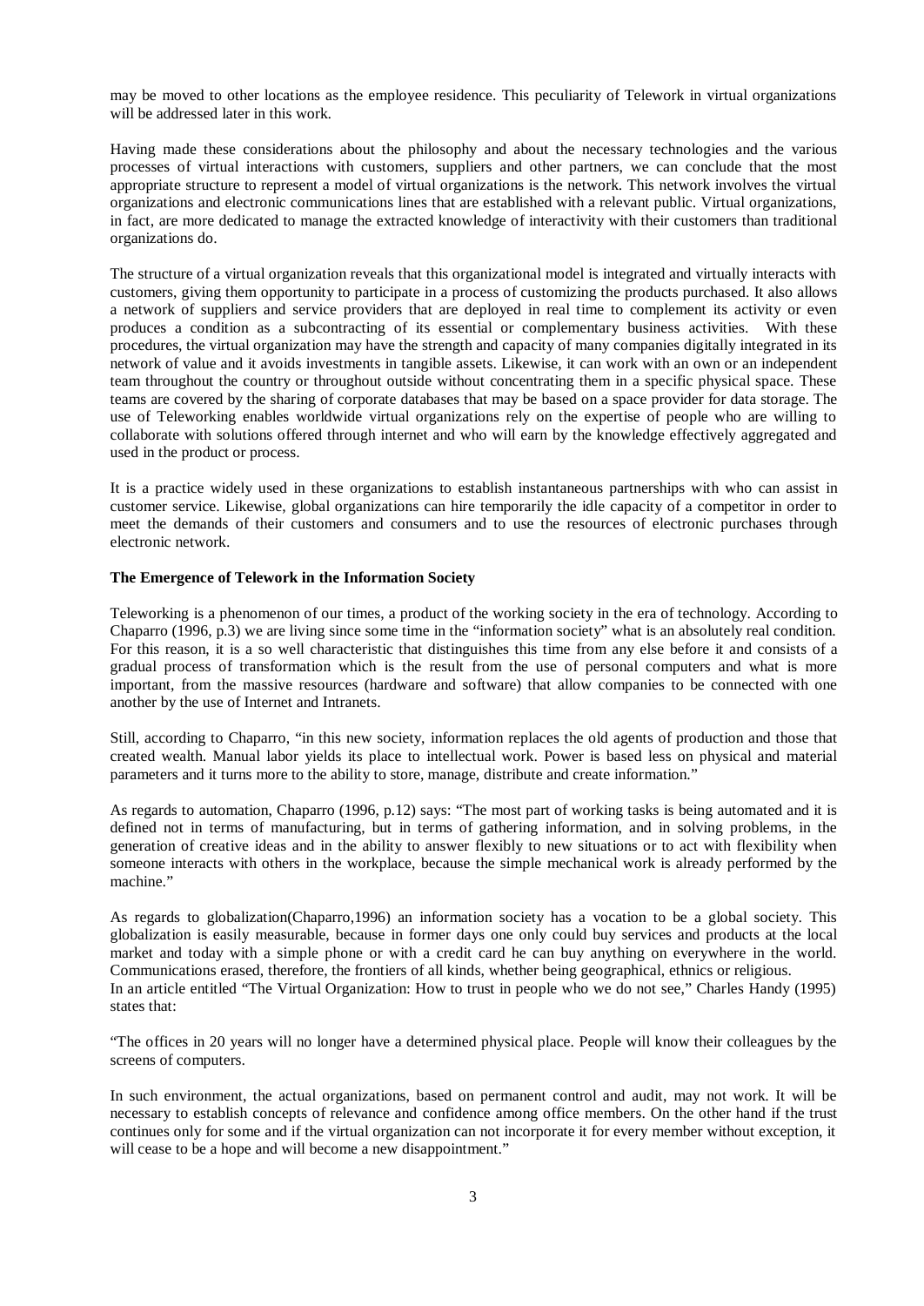may be moved to other locations as the employee residence. This peculiarity of Telework in virtual organizations will be addressed later in this work.

Having made these considerations about the philosophy and about the necessary technologies and the various processes of virtual interactions with customers, suppliers and other partners, we can conclude that the most appropriate structure to represent a model of virtual organizations is the network. This network involves the virtual organizations and electronic communications lines that are established with a relevant public. Virtual organizations, in fact, are more dedicated to manage the extracted knowledge of interactivity with their customers than traditional organizations do.

The structure of a virtual organization reveals that this organizational model is integrated and virtually interacts with customers, giving them opportunity to participate in a process of customizing the products purchased. It also allows a network of suppliers and service providers that are deployed in real time to complement its activity or even produces a condition as a subcontracting of its essential or complementary business activities. With these procedures, the virtual organization may have the strength and capacity of many companies digitally integrated in its network of value and it avoids investments in tangible assets. Likewise, it can work with an own or an independent team throughout the country or throughout outside without concentrating them in a specific physical space. These teams are covered by the sharing of corporate databases that may be based on a space provider for data storage. The use of Teleworking enables worldwide virtual organizations rely on the expertise of people who are willing to collaborate with solutions offered through internet and who will earn by the knowledge effectively aggregated and used in the product or process.

It is a practice widely used in these organizations to establish instantaneous partnerships with who can assist in customer service. Likewise, global organizations can hire temporarily the idle capacity of a competitor in order to meet the demands of their customers and consumers and to use the resources of electronic purchases through electronic network.

**The Emergence of Telework in the Information Society**

Teleworking is a phenomenon of our times, a product of the working society in the era of technology. According to Chaparro (1996, p.3) we are living since some time in the "information society" what is an absolutely real condition. For this reason, it is a so well characteristic that distinguishes this time from any else before it and consists of a gradual process of transformation which is the result from the use of personal computers and what is more important, from the massive resources (hardware and software) that allow companies to be connected with one another by the use of Internet and Intranets.

Still, according to Chaparro, "in this new society, information replaces the old agents of production and those that created wealth. Manual labor yields its place to intellectual work. Power is based less on physical and material parameters and it turns more to the ability to store, manage, distribute and create information."

As regards to automation, Chaparro (1996, p.12) says: "The most part of working tasks is being automated and it is defined not in terms of manufacturing, but in terms of gathering information, and in solving problems, in the generation of creative ideas and in the ability to answer flexibly to new situations or to act with flexibility when someone interacts with others in the workplace, because the simple mechanical work is already performed by the machine."

As regards to globalization(Chaparro,1996) an information society has a vocation to be a global society. This globalization is easily measurable, because in former days one only could buy services and products at the local market and today with a simple phone or with a credit card he can buy anything on everywhere in the world. Communications erased, therefore, the frontiers of all kinds, whether being geographical, ethnics or religious.
In an article entitled "The Virtual Organization: How to trust in people who we do not see," Charles Handy (1995) states that:

"The offices in 20 years will no longer have a determined physical place. People will know their colleagues by the screens of computers.

In such environment, the actual organizations, based on permanent control and audit, may not work. It will be necessary to establish concepts of relevance and confidence among office members. On the other hand if the trust continues only for some and if the virtual organization can not incorporate it for every member without exception, it will cease to be a hope and will become a new disappointment."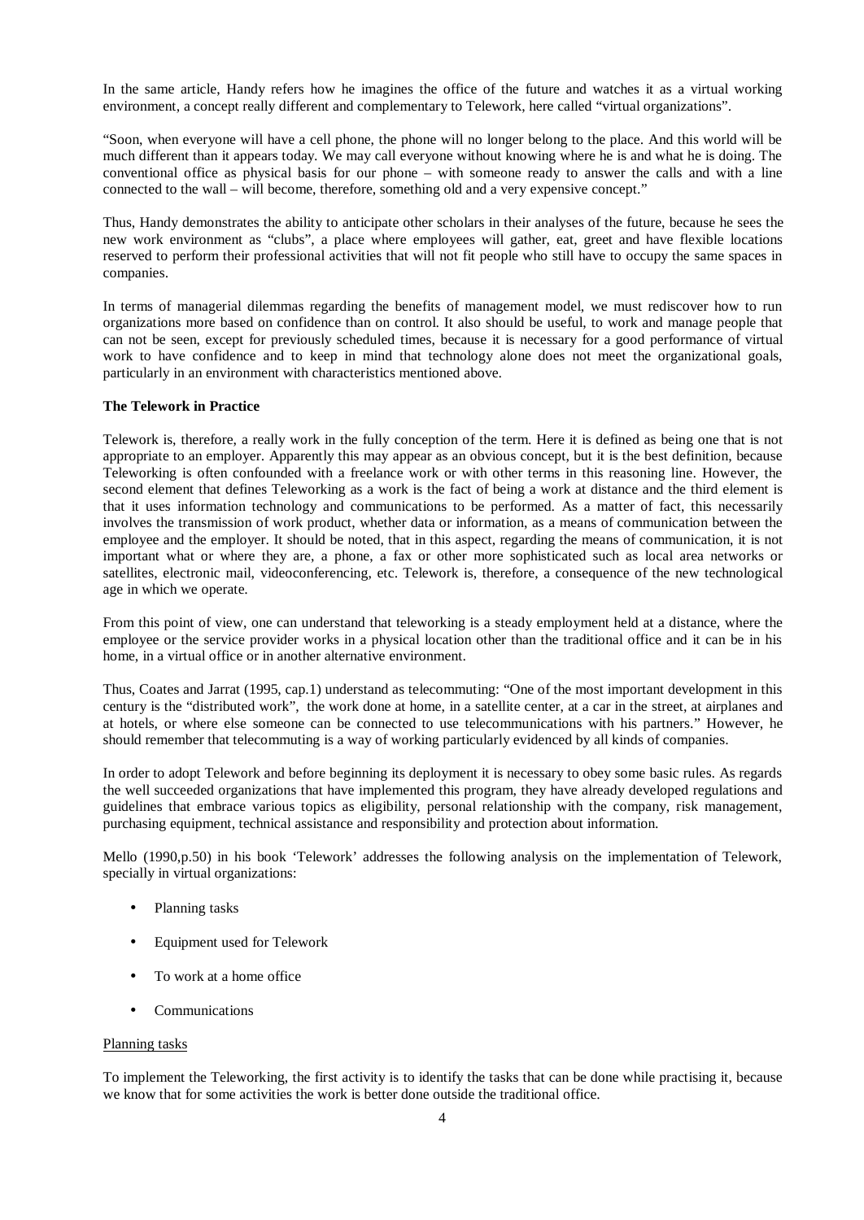In the same article, Handy refers how he imagines the office of the future and watches it as a virtual working environment, a concept really different and complementary to Telework, here called "virtual organizations".

"Soon, when everyone will have a cell phone, the phone will no longer belong to the place. And this world will be much different than it appears today. We may call everyone without knowing where he is and what he is doing. The conventional office as physical basis for our phone – with someone ready to answer the calls and with a line connected to the wall – will become, therefore, something old and a very expensive concept."

Thus, Handy demonstrates the ability to anticipate other scholars in their analyses of the future, because he sees the new work environment as "clubs", a place where employees will gather, eat, greet and have flexible locations reserved to perform their professional activities that will not fit people who still have to occupy the same spaces in companies.

In terms of managerial dilemmas regarding the benefits of management model, we must rediscover how to run organizations more based on confidence than on control. It also should be useful, to work and manage people that can not be seen, except for previously scheduled times, because it is necessary for a good performance of virtual work to have confidence and to keep in mind that technology alone does not meet the organizational goals, particularly in an environment with characteristics mentioned above.

**The Telework in Practice**

Telework is, therefore, a really work in the fully conception of the term. Here it is defined as being one that is not appropriate to an employer. Apparently this may appear as an obvious concept, but it is the best definition, because Teleworking is often confounded with a freelance work or with other terms in this reasoning line. However, the second element that defines Teleworking as a work is the fact of being a work at distance and the third element is that it uses information technology and communications to be performed. As a matter of fact, this necessarily involves the transmission of work product, whether data or information, as a means of communication between the employee and the employer. It should be noted, that in this aspect, regarding the means of communication, it is not important what or where they are, a phone, a fax or other more sophisticated such as local area networks or satellites, electronic mail, videoconferencing, etc. Telework is, therefore, a consequence of the new technological age in which we operate.

From this point of view, one can understand that teleworking is a steady employment held at a distance, where the employee or the service provider works in a physical location other than the traditional office and it can be in his home, in a virtual office or in another alternative environment.

Thus, Coates and Jarrat (1995, cap.1) understand as telecommuting: "One of the most important development in this century is the "distributed work", the work done at home, in a satellite center, at a car in the street, at airplanes and at hotels, or where else someone can be connected to use telecommunications with his partners." However, he should remember that telecommuting is a way of working particularly evidenced by all kinds of companies.

In order to adopt Telework and before beginning its deployment it is necessary to obey some basic rules. As regards the well succeeded organizations that have implemented this program, they have already developed regulations and guidelines that embrace various topics as eligibility, personal relationship with the company, risk management, purchasing equipment, technical assistance and responsibility and protection about information.

Mello (1990,p.50) in his book 'Telework' addresses the following analysis on the implementation of Telework, specially in virtual organizations:

- Planning tasks
- Equipment used for Telework
- To work at a home office
- Communications

<u>Planning tasks</u>

To implement the Teleworking, the first activity is to identify the tasks that can be done while practising it, because we know that for some activities the work is better done outside the traditional office.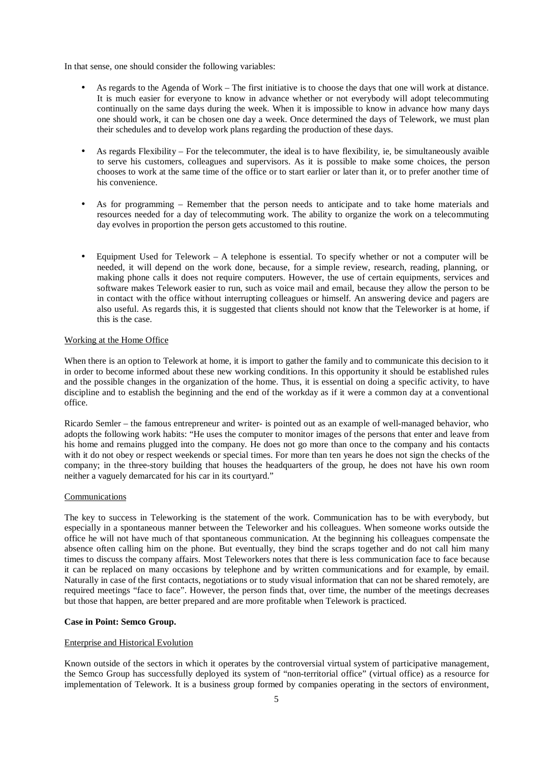In that sense, one should consider the following variables:

- As regards to the Agenda of Work – The first initiative is to choose the days that one will work at distance. It is much easier for everyone to know in advance whether or not everybody will adopt telecommuting continually on the same days during the week. When it is impossible to know in advance how many days one should work, it can be chosen one day a week. Once determined the days of Telework, we must plan their schedules and to develop work plans regarding the production of these days.

- As regards Flexibility – For the telecommuter, the ideal is to have flexibility, ie, be simultaneously avaible to serve his customers, colleagues and supervisors. As it is possible to make some choices, the person chooses to work at the same time of the office or to start earlier or later than it, or to prefer another time of his convenience.

- As for programming – Remember that the person needs to anticipate and to take home materials and resources needed for a day of telecommuting work. The ability to organize the work on a telecommuting day evolves in proportion the person gets accustomed to this routine.

- Equipment Used for Telework – A telephone is essential. To specify whether or not a computer will be needed, it will depend on the work done, because, for a simple review, research, reading, planning, or making phone calls it does not require computers. However, the use of certain equipments, services and software makes Telework easier to run, such as voice mail and email, because they allow the person to be in contact with the office without interrupting colleagues or himself. An answering device and pagers are also useful. As regards this, it is suggested that clients should not know that the Teleworker is at home, if this is the case.

Working at the Home Office

When there is an option to Telework at home, it is import to gather the family and to communicate this decision to it in order to become informed about these new working conditions. In this opportunity it should be established rules and the possible changes in the organization of the home. Thus, it is essential on doing a specific activity, to have discipline and to establish the beginning and the end of the workday as if it were a common day at a conventional office.

Ricardo Semler – the famous entrepreneur and writer- is pointed out as an example of well-managed behavior, who adopts the following work habits: "He uses the computer to monitor images of the persons that enter and leave from his home and remains plugged into the company. He does not go more than once to the company and his contacts with it do not obey or respect weekends or special times. For more than ten years he does not sign the checks of the company; in the three-story building that houses the headquarters of the group, he does not have his own room neither a vaguely demarcated for his car in its courtyard."

Communications

The key to success in Teleworking is the statement of the work. Communication has to be with everybody, but especially in a spontaneous manner between the Teleworker and his colleagues. When someone works outside the office he will not have much of that spontaneous communication. At the beginning his colleagues compensate the absence often calling him on the phone. But eventually, they bind the scraps together and do not call him many times to discuss the company affairs. Most Teleworkers notes that there is less communication face to face because it can be replaced on many occasions by telephone and by written communications and for example, by email. Naturally in case of the first contacts, negotiations or to study visual information that can not be shared remotely, are required meetings "face to face". However, the person finds that, over time, the number of the meetings decreases but those that happen, are better prepared and are more profitable when Telework is practiced.

**Case in Point: Semco Group.**

Enterprise and Historical Evolution

Known outside of the sectors in which it operates by the controversial virtual system of participative management, the Semco Group has successfully deployed its system of "non-territorial office" (virtual office) as a resource for implementation of Telework. It is a business group formed by companies operating in the sectors of environment,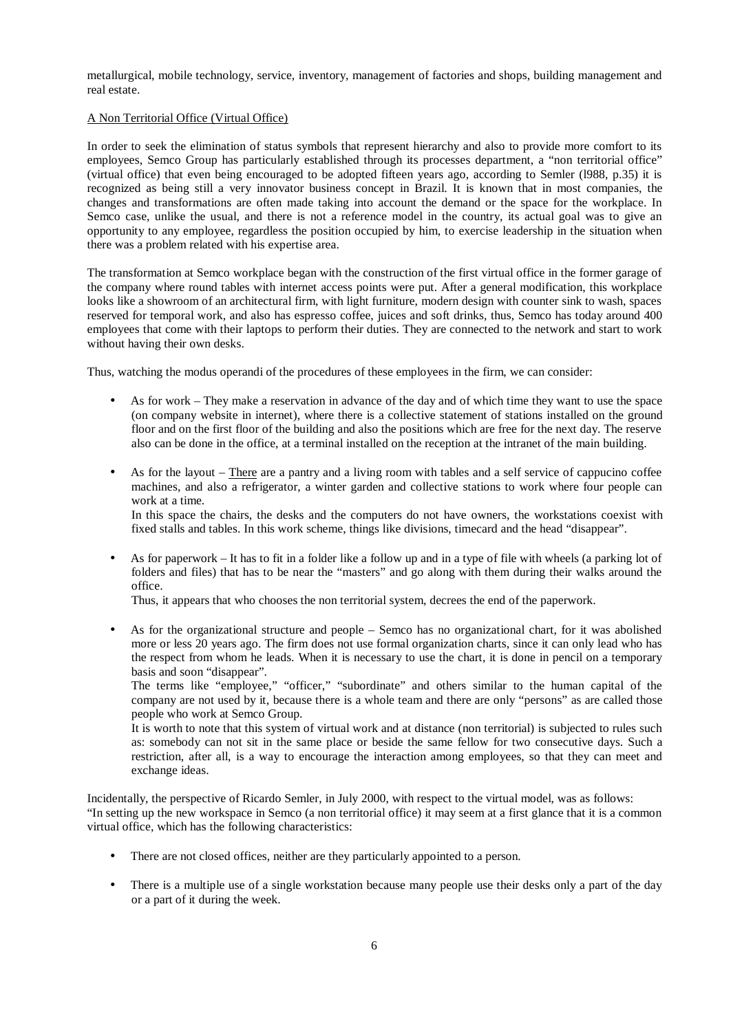metallurgical, mobile technology, service, inventory, management of factories and shops, building management and real estate.

<u>A Non Territorial Office (Virtual Office)</u>

In order to seek the elimination of status symbols that represent hierarchy and also to provide more comfort to its employees, Semco Group has particularly established through its processes department, a "non territorial office" (virtual office) that even being encouraged to be adopted fifteen years ago, according to Semler (l988, p.35) it is recognized as being still a very innovator business concept in Brazil. It is known that in most companies, the changes and transformations are often made taking into account the demand or the space for the workplace. In Semco case, unlike the usual, and there is not a reference model in the country, its actual goal was to give an opportunity to any employee, regardless the position occupied by him, to exercise leadership in the situation when there was a problem related with his expertise area.

The transformation at Semco workplace began with the construction of the first virtual office in the former garage of the company where round tables with internet access points were put. After a general modification, this workplace looks like a showroom of an architectural firm, with light furniture, modern design with counter sink to wash, spaces reserved for temporal work, and also has espresso coffee, juices and soft drinks, thus, Semco has today around 400 employees that come with their laptops to perform their duties. They are connected to the network and start to work without having their own desks.

Thus, watching the modus operandi of the procedures of these employees in the firm, we can consider:

- As for work – They make a reservation in advance of the day and of which time they want to use the space (on company website in internet), where there is a collective statement of stations installed on the ground floor and on the first floor of the building and also the positions which are free for the next day. The reserve also can be done in the office, at a terminal installed on the reception at the intranet of the main building.

- As for the layout – <u>There</u> are a pantry and a living room with tables and a self service of cappucino coffee machines, and also a refrigerator, a winter garden and collective stations to work where four people can work at a time.
  In this space the chairs, the desks and the computers do not have owners, the workstations coexist with fixed stalls and tables. In this work scheme, things like divisions, timecard and the head "disappear".

- As for paperwork – It has to fit in a folder like a follow up and in a type of file with wheels (a parking lot of folders and files) that has to be near the "masters" and go along with them during their walks around the office.
  Thus, it appears that who chooses the non territorial system, decrees the end of the paperwork.

- As for the organizational structure and people – Semco has no organizational chart, for it was abolished more or less 20 years ago. The firm does not use formal organization charts, since it can only lead who has the respect from whom he leads. When it is necessary to use the chart, it is done in pencil on a temporary basis and soon "disappear".
  The terms like "employee," "officer," "subordinate" and others similar to the human capital of the company are not used by it, because there is a whole team and there are only "persons" as are called those people who work at Semco Group.
  It is worth to note that this system of virtual work and at distance (non territorial) is subjected to rules such as: somebody can not sit in the same place or beside the same fellow for two consecutive days. Such a restriction, after all, is a way to encourage the interaction among employees, so that they can meet and exchange ideas.

Incidentally, the perspective of Ricardo Semler, in July 2000, with respect to the virtual model, was as follows:
"In setting up the new workspace in Semco (a non territorial office) it may seem at a first glance that it is a common virtual office, which has the following characteristics:

- There are not closed offices, neither are they particularly appointed to a person.

- There is a multiple use of a single workstation because many people use their desks only a part of the day or a part of it during the week.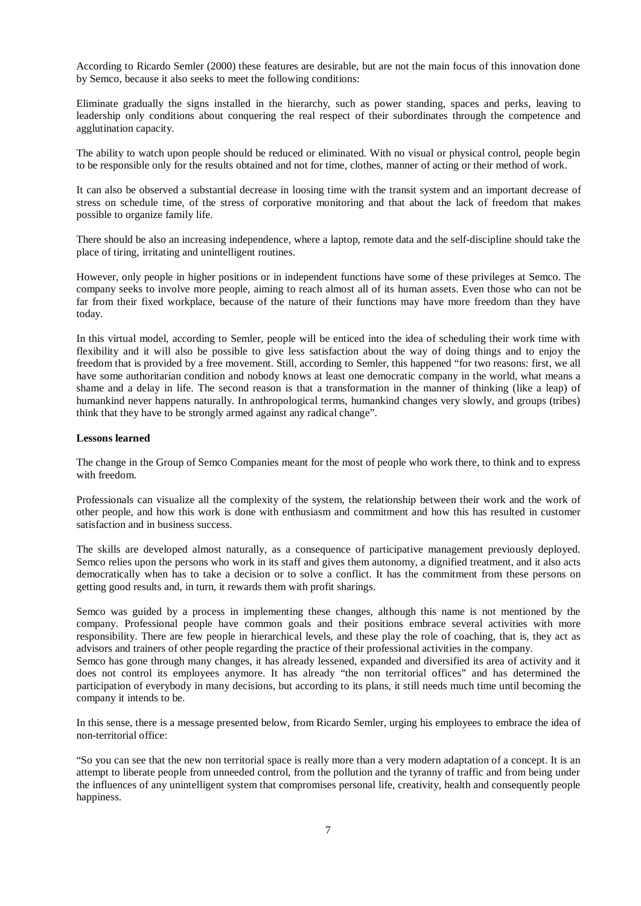According to Ricardo Semler (2000) these features are desirable, but are not the main focus of this innovation done by Semco, because it also seeks to meet the following conditions:

Eliminate gradually the signs installed in the hierarchy, such as power standing, spaces and perks, leaving to leadership only conditions about conquering the real respect of their subordinates through the competence and agglutination capacity.

The ability to watch upon people should be reduced or eliminated. With no visual or physical control, people begin to be responsible only for the results obtained and not for time, clothes, manner of acting or their method of work.

It can also be observed a substantial decrease in loosing time with the transit system and an important decrease of stress on schedule time, of the stress of corporative monitoring and that about the lack of freedom that makes possible to organize family life.

There should be also an increasing independence, where a laptop, remote data and the self-discipline should take the place of tiring, irritating and unintelligent routines.

However, only people in higher positions or in independent functions have some of these privileges at Semco. The company seeks to involve more people, aiming to reach almost all of its human assets. Even those who can not be far from their fixed workplace, because of the nature of their functions may have more freedom than they have today.

In this virtual model, according to Semler, people will be enticed into the idea of scheduling their work time with flexibility and it will also be possible to give less satisfaction about the way of doing things and to enjoy the freedom that is provided by a free movement. Still, according to Semler, this happened "for two reasons: first, we all have some authoritarian condition and nobody knows at least one democratic company in the world, what means a shame and a delay in life. The second reason is that a transformation in the manner of thinking (like a leap) of humankind never happens naturally. In anthropological terms, humankind changes very slowly, and groups (tribes) think that they have to be strongly armed against any radical change".

**Lessons learned**

The change in the Group of Semco Companies meant for the most of people who work there, to think and to express with freedom.

Professionals can visualize all the complexity of the system, the relationship between their work and the work of other people, and how this work is done with enthusiasm and commitment and how this has resulted in customer satisfaction and in business success.

The skills are developed almost naturally, as a consequence of participative management previously deployed. Semco relies upon the persons who work in its staff and gives them autonomy, a dignified treatment, and it also acts democratically when has to take a decision or to solve a conflict. It has the commitment from these persons on getting good results and, in turn, it rewards them with profit sharings.

Semco was guided by a process in implementing these changes, although this name is not mentioned by the company. Professional people have common goals and their positions embrace several activities with more responsibility. There are few people in hierarchical levels, and these play the role of coaching, that is, they act as advisors and trainers of other people regarding the practice of their professional activities in the company.
Semco has gone through many changes, it has already lessened, expanded and diversified its area of activity and it does not control its employees anymore. It has already "the non territorial offices" and has determined the participation of everybody in many decisions, but according to its plans, it still needs much time until becoming the company it intends to be.

In this sense, there is a message presented below, from Ricardo Semler, urging his employees to embrace the idea of non-territorial office:

"So you can see that the new non territorial space is really more than a very modern adaptation of a concept. It is an attempt to liberate people from unneeded control, from the pollution and the tyranny of traffic and from being under the influences of any unintelligent system that compromises personal life, creativity, health and consequently people happiness.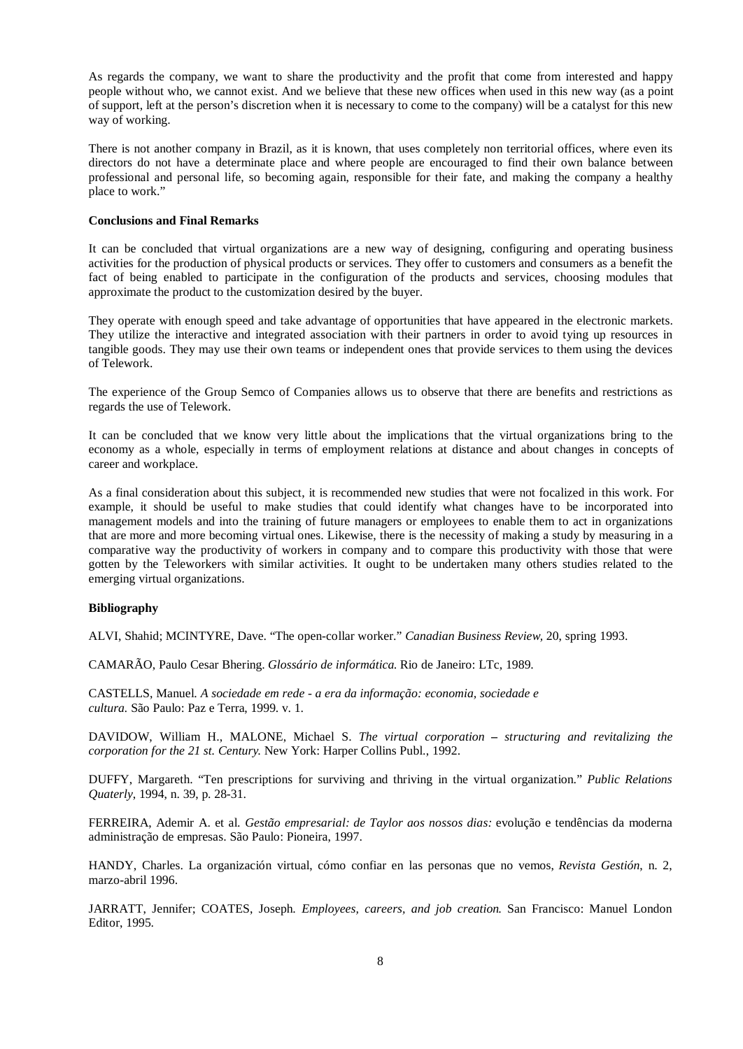As regards the company, we want to share the productivity and the profit that come from interested and happy people without who, we cannot exist. And we believe that these new offices when used in this new way (as a point of support, left at the person's discretion when it is necessary to come to the company) will be a catalyst for this new way of working.

There is not another company in Brazil, as it is known, that uses completely non territorial offices, where even its directors do not have a determinate place and where people are encouraged to find their own balance between professional and personal life, so becoming again, responsible for their fate, and making the company a healthy place to work."

**Conclusions and Final Remarks**

It can be concluded that virtual organizations are a new way of designing, configuring and operating business activities for the production of physical products or services. They offer to customers and consumers as a benefit the fact of being enabled to participate in the configuration of the products and services, choosing modules that approximate the product to the customization desired by the buyer.

They operate with enough speed and take advantage of opportunities that have appeared in the electronic markets. They utilize the interactive and integrated association with their partners in order to avoid tying up resources in tangible goods. They may use their own teams or independent ones that provide services to them using the devices of Telework.

The experience of the Group Semco of Companies allows us to observe that there are benefits and restrictions as regards the use of Telework.

It can be concluded that we know very little about the implications that the virtual organizations bring to the economy as a whole, especially in terms of employment relations at distance and about changes in concepts of career and workplace.

As a final consideration about this subject, it is recommended new studies that were not focalized in this work. For example, it should be useful to make studies that could identify what changes have to be incorporated into management models and into the training of future managers or employees to enable them to act in organizations that are more and more becoming virtual ones. Likewise, there is the necessity of making a study by measuring in a comparative way the productivity of workers in company and to compare this productivity with those that were gotten by the Teleworkers with similar activities. It ought to be undertaken many others studies related to the emerging virtual organizations.

**Bibliography**

ALVI, Shahid; MCINTYRE, Dave. "The open-collar worker." *Canadian Business Review,* 20, spring 1993.

CAMARÃO, Paulo Cesar Bhering. *Glossário de informática.* Rio de Janeiro: LTc, 1989.

CASTELLS, Manuel. *A sociedade em rede - a era da informação: economia, sociedade e cultura.* São Paulo: Paz e Terra, 1999. v. 1.

DAVIDOW, William H., MALONE, Michael S. *The virtual corporation – structuring and revitalizing the corporation for the 21 st. Century.* New York: Harper Collins Publ., 1992.

DUFFY, Margareth. "Ten prescriptions for surviving and thriving in the virtual organization." *Public Relations Quaterly*, 1994, n. 39, p. 28-31.

FERREIRA, Ademir A. et al. *Gestão empresarial: de Taylor aos nossos dias:* evolução e tendências da moderna administração de empresas. São Paulo: Pioneira, 1997.

HANDY, Charles. La organización virtual, cómo confiar en las personas que no vemos, *Revista Gestión,* n. 2, marzo-abril 1996.

JARRATT, Jennifer; COATES, Joseph. *Employees, careers, and job creation.* San Francisco: Manuel London Editor, 1995.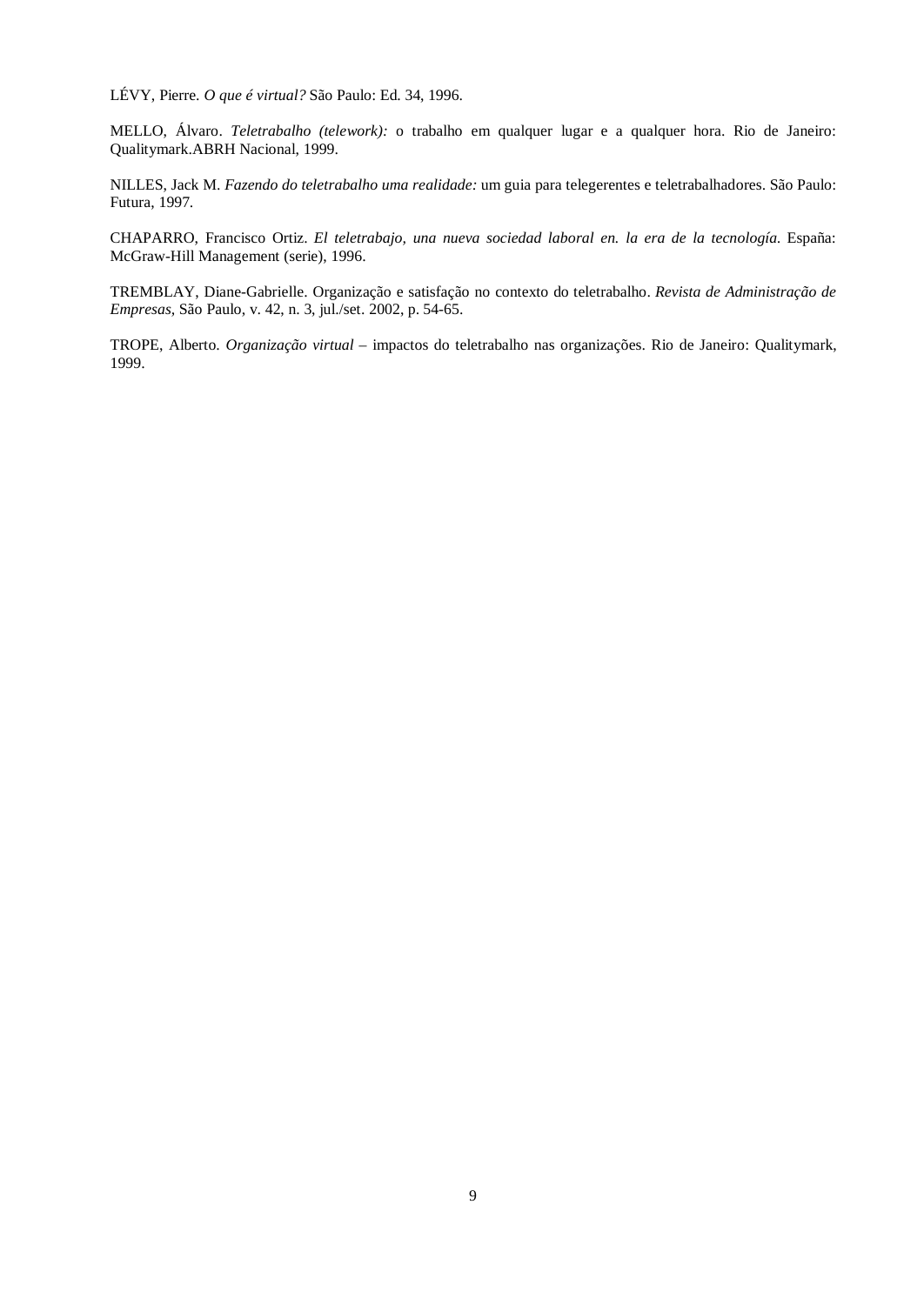LÉVY, Pierre. *O que é virtual?* São Paulo: Ed. 34, 1996.

MELLO, Álvaro. *Teletrabalho (telework):* o trabalho em qualquer lugar e a qualquer hora. Rio de Janeiro: Qualitymark.ABRH Nacional, 1999.

NILLES, Jack M. *Fazendo do teletrabalho uma realidade:* um guia para telegerentes e teletrabalhadores. São Paulo: Futura, 1997.

CHAPARRO, Francisco Ortiz. *El teletrabajo, una nueva sociedad laboral en. la era de la tecnología.* España: McGraw-Hill Management (serie), 1996.

TREMBLAY, Diane-Gabrielle. Organização e satisfação no contexto do teletrabalho. *Revista de Administração de Empresas,* São Paulo, v. 42, n. 3, jul./set. 2002, p. 54-65.

TROPE, Alberto. *Organização virtual* – impactos do teletrabalho nas organizações. Rio de Janeiro: Qualitymark, 1999.